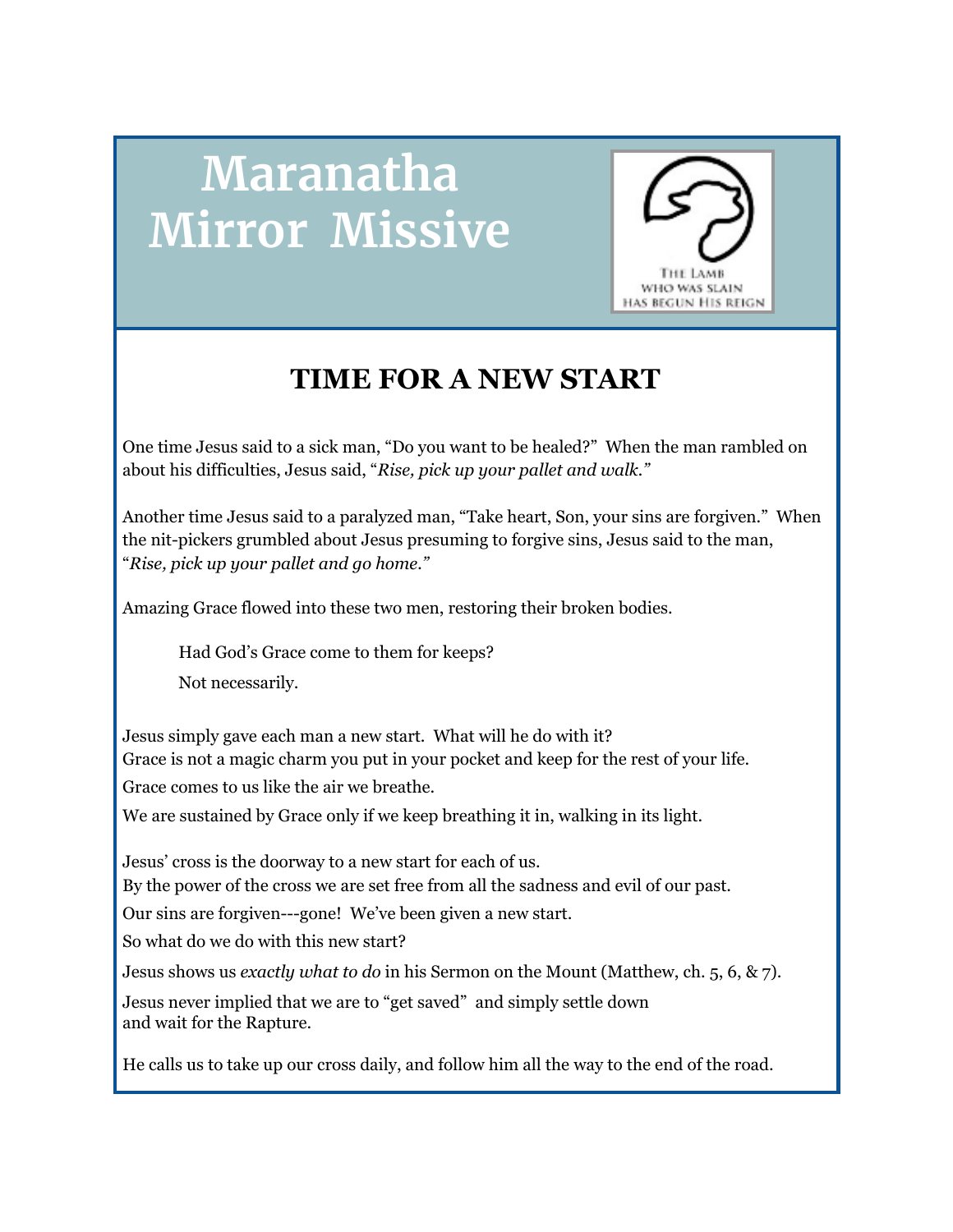# Maranatha Mirror Missive

The Lamb who was slain has begun His reign

## TIME FOR A NEW START

One time Jesus said to a sick man, "Do you want to be healed?" When the man rambled on about his difficulties, Jesus said, "*Rise, pick up your pallet and walk.*"

Another time Jesus said to a paralyzed man, "Take heart, Son, your sins are forgiven." When the nit-pickers grumbled about Jesus presuming to forgive sins, Jesus said to the man, "*Rise, pick up your pallet and go home.*"

Amazing Grace flowed into these two men, restoring their broken bodies.

> Had God's Grace come to them for keeps?
>
> Not necessarily.

Jesus simply gave each man a new start. What will he do with it?
Grace is not a magic charm you put in your pocket and keep for the rest of your life.

Grace comes to us like the air we breathe.

We are sustained by Grace only if we keep breathing it in, walking in its light.

Jesus' cross is the doorway to a new start for each of us.
By the power of the cross we are set free from all the sadness and evil of our past.

Our sins are forgiven---gone! We've been given a new start.

So what do we do with this new start?

Jesus shows us *exactly what to do* in his Sermon on the Mount (Matthew, ch. 5, 6, & 7).

Jesus never implied that we are to "get saved" and simply settle down and wait for the Rapture.

He calls us to take up our cross daily, and follow him all the way to the end of the road.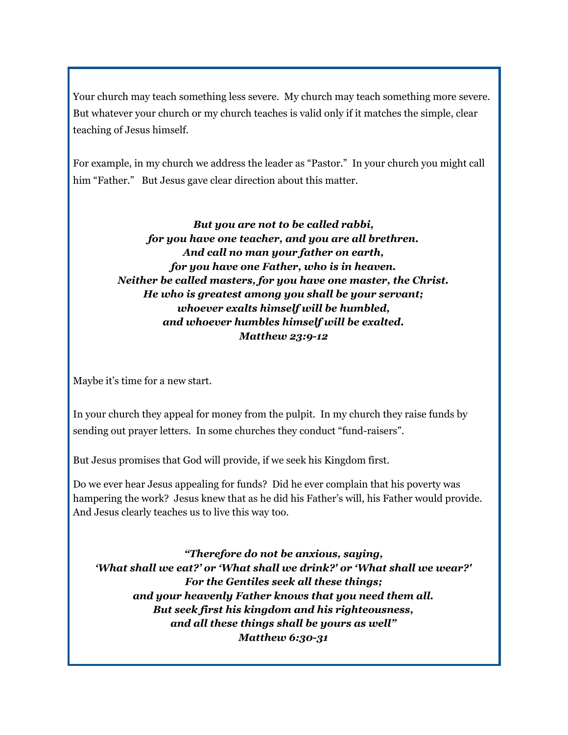Your church may teach something less severe. My church may teach something more severe. But whatever your church or my church teaches is valid only if it matches the simple, clear teaching of Jesus himself.

For example, in my church we address the leader as "Pastor." In your church you might call him "Father." But Jesus gave clear direction about this matter.

***But you are not to be called rabbi,***
***for you have one teacher, and you are all brethren.***
***And call no man your father on earth,***
***for you have one Father, who is in heaven.***
***Neither be called masters, for you have one master, the Christ.***
***He who is greatest among you shall be your servant;***
***whoever exalts himself will be humbled,***
***and whoever humbles himself will be exalted.***
***Matthew 23:9-12***

Maybe it's time for a new start.

In your church they appeal for money from the pulpit. In my church they raise funds by sending out prayer letters. In some churches they conduct "fund-raisers".

But Jesus promises that God will provide, if we seek his Kingdom first.

Do we ever hear Jesus appealing for funds? Did he ever complain that his poverty was hampering the work? Jesus knew that as he did his Father's will, his Father would provide. And Jesus clearly teaches us to live this way too.

***"Therefore do not be anxious, saying,***
***'What shall we eat?' or 'What shall we drink?' or 'What shall we wear?'***
***For the Gentiles seek all these things;***
***and your heavenly Father knows that you need them all.***
***But seek first his kingdom and his righteousness,***
***and all these things shall be yours as well"***
***Matthew 6:30-31***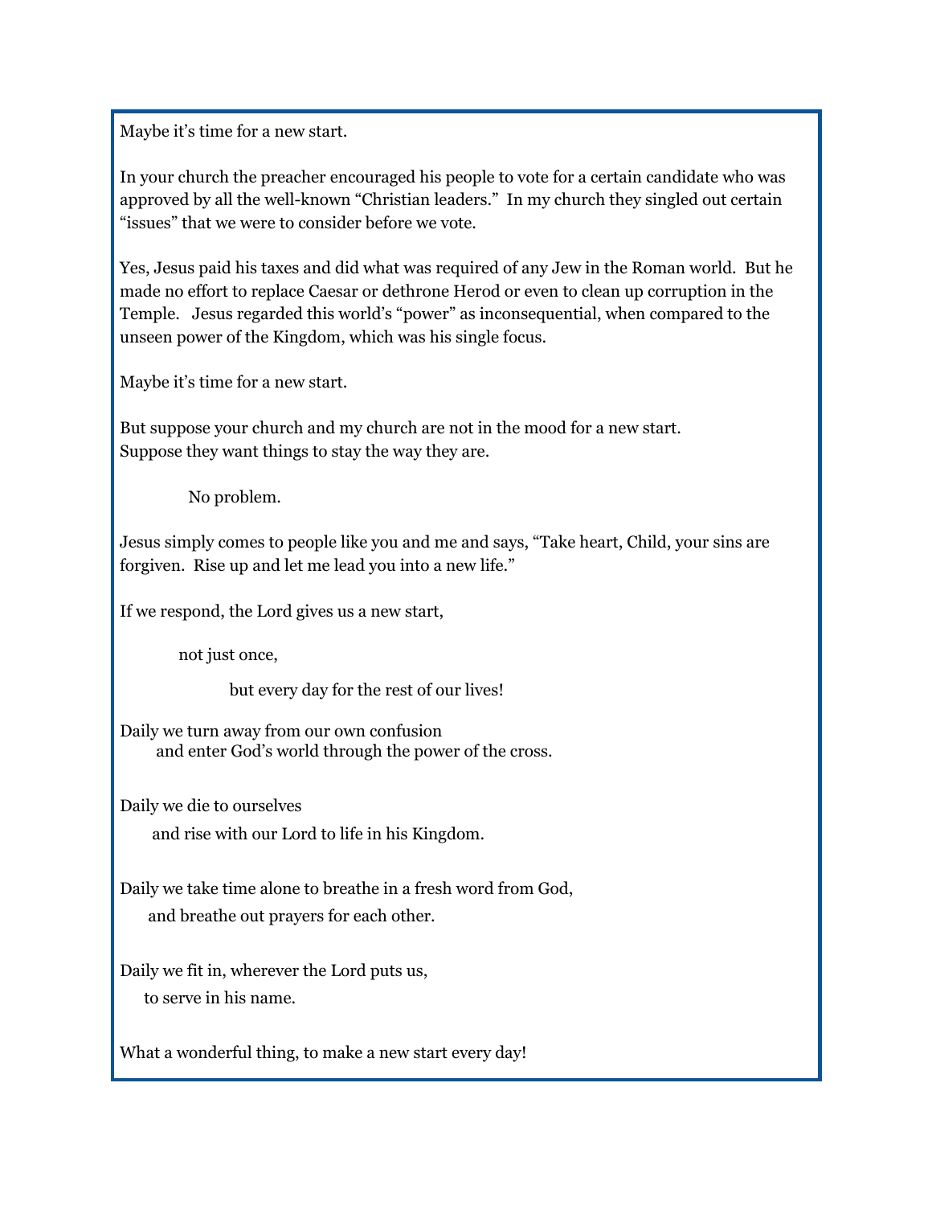Maybe it's time for a new start.

In your church the preacher encouraged his people to vote for a certain candidate who was approved by all the well-known "Christian leaders." In my church they singled out certain "issues" that we were to consider before we vote.

Yes, Jesus paid his taxes and did what was required of any Jew in the Roman world. But he made no effort to replace Caesar or dethrone Herod or even to clean up corruption in the Temple. Jesus regarded this world's "power" as inconsequential, when compared to the unseen power of the Kingdom, which was his single focus.

Maybe it's time for a new start.

But suppose your church and my church are not in the mood for a new start.
Suppose they want things to stay the way they are.

No problem.

Jesus simply comes to people like you and me and says, "Take heart, Child, your sins are forgiven. Rise up and let me lead you into a new life."

If we respond, the Lord gives us a new start,

not just once,

but every day for the rest of our lives!

Daily we turn away from our own confusion
and enter God's world through the power of the cross.

Daily we die to ourselves
and rise with our Lord to life in his Kingdom.

Daily we take time alone to breathe in a fresh word from God,
and breathe out prayers for each other.

Daily we fit in, wherever the Lord puts us,
to serve in his name.

What a wonderful thing, to make a new start every day!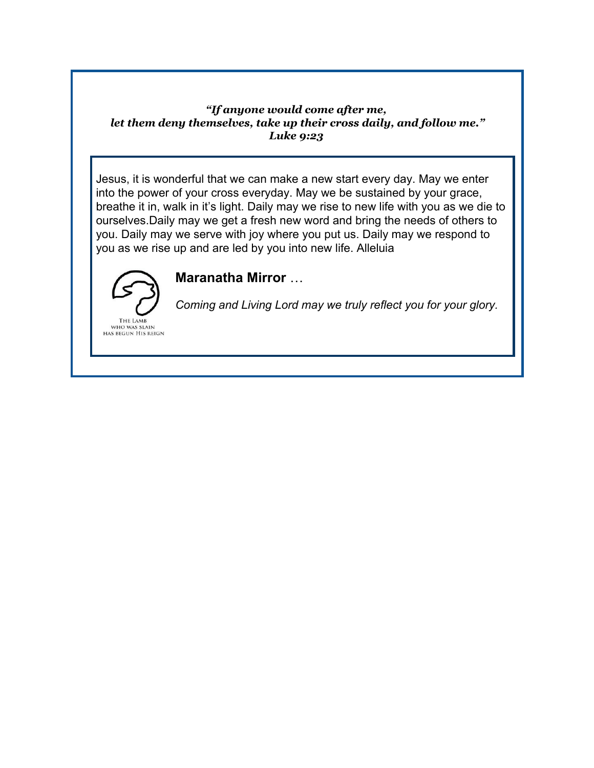*"If anyone would come after me,*
*let them deny themselves, take up their cross daily, and follow me."*
***Luke 9:23***

Jesus, it is wonderful that we can make a new start every day. May we enter into the power of your cross everyday. May we be sustained by your grace, breathe it in, walk in it's light. Daily may we rise to new life with you as we die to ourselves.Daily may we get a fresh new word and bring the needs of others to you. Daily may we serve with joy where you put us. Daily may we respond to you as we rise up and are led by you into new life. Alleluia

THE LAMB
WHO WAS SLAIN
HAS BEGUN HIS REIGN

**Maranatha Mirror** …

*Coming and Living Lord may we truly reflect you for your glory.*